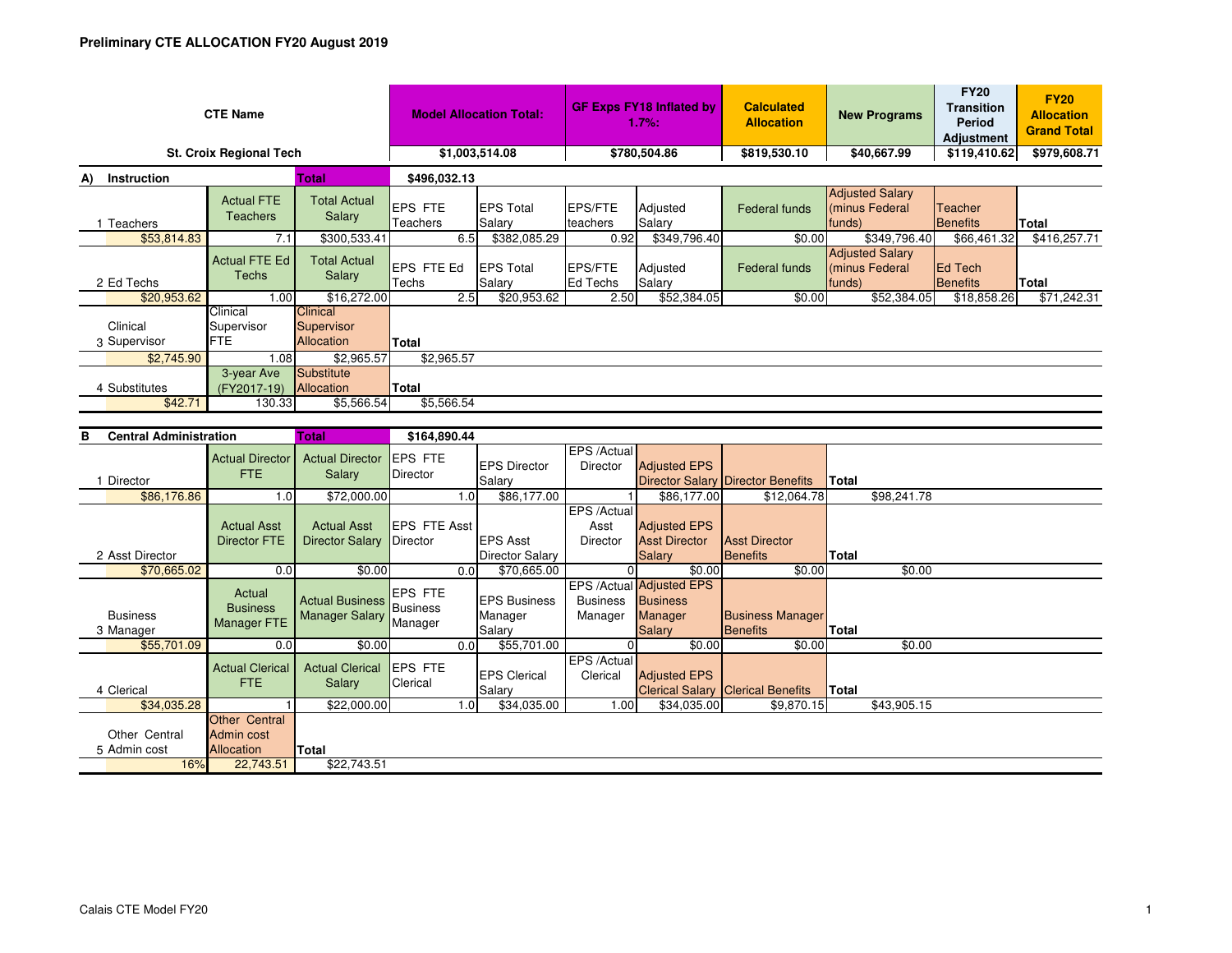# Preliminary CTE ALLOCATION FY20 August 2019

| CTE Name | Model Allocation Total: | GF Exps FY18 Inflated by 1.7%: | Calculated Allocation | New Programs | FY20 Transition Period Adjustment | FY20 Allocation Grand Total |
|---|---|---|---|---|---|---|
| St. Croix Regional Tech | $1,003,514.08 | $780,504.86 | $819,530.10 | $40,667.99 | $119,410.62 | $979,608.71 |

## A) Instruction

**Total** $496,032.13

| 1 Teachers | Actual FTE Teachers | Total Actual Salary | EPS FTE Teachers | EPS Total Salary | EPS/FTE teachers | Adjusted Salary | Federal funds | Adjusted Salary (minus Federal funds) | Teacher Benefits | Total |
|---|---|---|---|---|---|---|---|---|---|---|
| $53,814.83 | 7.1 | $300,533.41 | 6.5 | $382,085.29 | 0.92 | $349,796.40 | $0.00 | $349,796.40 | $66,461.32 | $416,257.71 |

| 2 Ed Techs | Actual FTE Ed Techs | Total Actual Salary | EPS FTE Ed Techs | EPS Total Salary | EPS/FTE Ed Techs | Adjusted Salary | Federal funds | Adjusted Salary (minus Federal funds) | Ed Tech Benefits | Total |
|---|---|---|---|---|---|---|---|---|---|---|
| $20,953.62 | 1.00 | $16,272.00 | 2.5 | $20,953.62 | 2.50 | $52,384.05 | $0.00 | $52,384.05 | $18,858.26 | $71,242.31 |

| 3 Clinical Supervisor | Clinical Supervisor FTE | Clinical Supervisor Allocation | Total |
|---|---|---|---|
| $2,745.90 | 1.08 | $2,965.57 | $2,965.57 |

| 4 Substitutes | 3-year Ave (FY2017-19) | Substitute Allocation | Total |
|---|---|---|---|
| $42.71 | 130.33 | $5,566.54 | $5,566.54 |

## B Central Administration

**Total** $164,890.44

| 1 Director | Actual Director FTE | Actual Director Salary | EPS FTE Director | EPS Director Salary | EPS /Actual Director | Adjusted EPS Director Salary | Director Benefits | Total |
|---|---|---|---|---|---|---|---|---|
| $86,176.86 | 1.0 | $72,000.00 | 1.0 | $86,177.00 | 1 | $86,177.00 | $12,064.78 | $98,241.78 |

| 2 Asst Director | Actual Asst Director FTE | Actual Asst Director Salary | EPS FTE Asst Director | EPS Asst Director Salary | EPS /Actual Asst Director | Adjusted EPS Asst Director Salary | Asst Director Benefits | Total |
|---|---|---|---|---|---|---|---|---|
| $70,665.02 | 0.0 | $0.00 | 0.0 | $70,665.00 | 0 | $0.00 | $0.00 | $0.00 |

| 3 Business Manager | Actual Business Manager FTE | Actual Business Manager Salary | EPS FTE Business Manager | EPS Business Manager Salary | EPS /Actual Business Manager | Adjusted EPS Business Manager Salary | Business Manager Benefits | Total |
|---|---|---|---|---|---|---|---|---|
| $55,701.09 | 0.0 | $0.00 | 0.0 | $55,701.00 | 0 | $0.00 | $0.00 | $0.00 |

| 4 Clerical | Actual Clerical FTE | Actual Clerical Salary | EPS FTE Clerical | EPS Clerical Salary | EPS /Actual Clerical | Adjusted EPS Clerical Salary | Clerical Benefits | Total |
|---|---|---|---|---|---|---|---|---|
| $34,035.28 | 1 | $22,000.00 | 1.0 | $34,035.00 | 1.00 | $34,035.00 | $9,870.15 | $43,905.15 |

| 5 Other Central Admin cost | Other Central Admin cost Allocation | Total |
|---|---|---|
| 16% | 22,743.51 | $22,743.51 |

Calais CTE Model FY20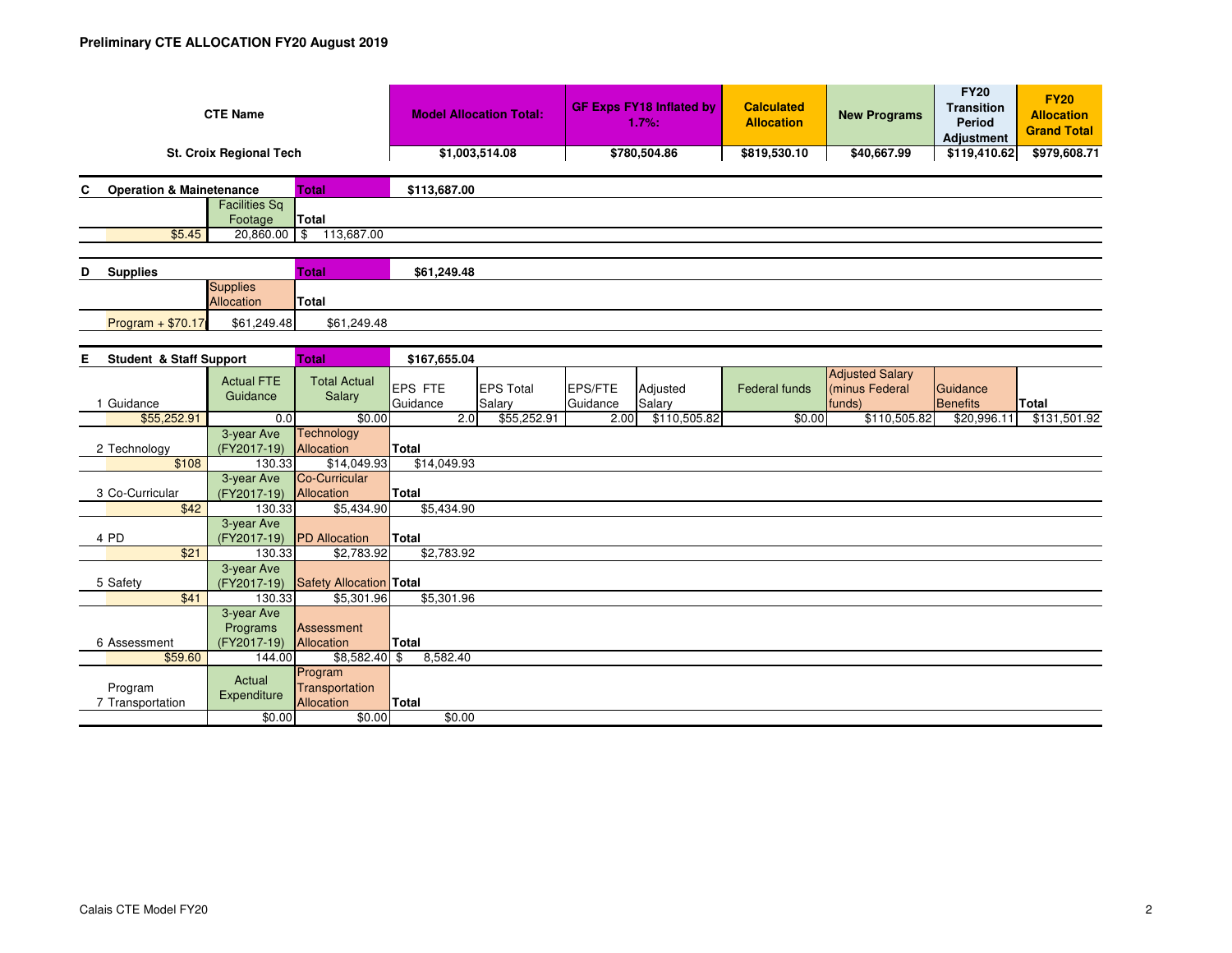**Preliminary CTE ALLOCATION FY20 August 2019**

| CTE Name | Model Allocation Total: | GF Exps FY18 Inflated by 1.7%: | Calculated Allocation | New Programs | FY20 Transition Period Adjustment | FY20 Allocation Grand Total |
|---|---|---|---|---|---|---|
| St. Croix Regional Tech | $1,003,514.08 | $780,504.86 | $819,530.10 | $40,667.99 | $119,410.62 | $979,608.71 |

**C Operation & Mainetenance** — Total: $113,687.00

| | Facilities Sq Footage | Total |
|---|---|---|
| $5.45 | 20,860.00 | $ 113,687.00 |

**D Supplies** — Total: $61,249.48

| | Supplies Allocation | Total |
|---|---|---|
| Program + $70.17 | $61,249.48 | $61,249.48 |

**E Student & Staff Support** — Total: $167,655.04

| 1 Guidance | Actual FTE Guidance | Total Actual Salary | EPS FTE Guidance | EPS Total Salary | EPS/FTE Guidance | Adjusted Salary | Federal funds | Adjusted Salary (minus Federal funds) | Guidance Benefits | Total |
|---|---|---|---|---|---|---|---|---|---|---|
| $55,252.91 | 0.0 | $0.00 | 2.0 | $55,252.91 | 2.00 | $110,505.82 | $0.00 | $110,505.82 | $20,996.11 | $131,501.92 |

| 2 Technology | 3-year Ave (FY2017-19) | Technology Allocation | Total |
|---|---|---|---|
| $108 | 130.33 | $14,049.93 | $14,049.93 |

| 3 Co-Curricular | 3-year Ave (FY2017-19) | Co-Curricular Allocation | Total |
|---|---|---|---|
| $42 | 130.33 | $5,434.90 | $5,434.90 |

| 4 PD | 3-year Ave (FY2017-19) | PD Allocation | Total |
|---|---|---|---|
| $21 | 130.33 | $2,783.92 | $2,783.92 |

| 5 Safety | 3-year Ave (FY2017-19) | Safety Allocation | Total |
|---|---|---|---|
| $41 | 130.33 | $5,301.96 | $5,301.96 |

| 6 Assessment | 3-year Ave Programs (FY2017-19) | Assessment Allocation | Total |
|---|---|---|---|
| $59.60 | 144.00 | $8,582.40 | $ 8,582.40 |

| 7 Program Transportation | Actual Expenditure | Program Transportation Allocation | Total |
|---|---|---|---|
| | $0.00 | $0.00 | $0.00 |

Calais CTE Model FY20